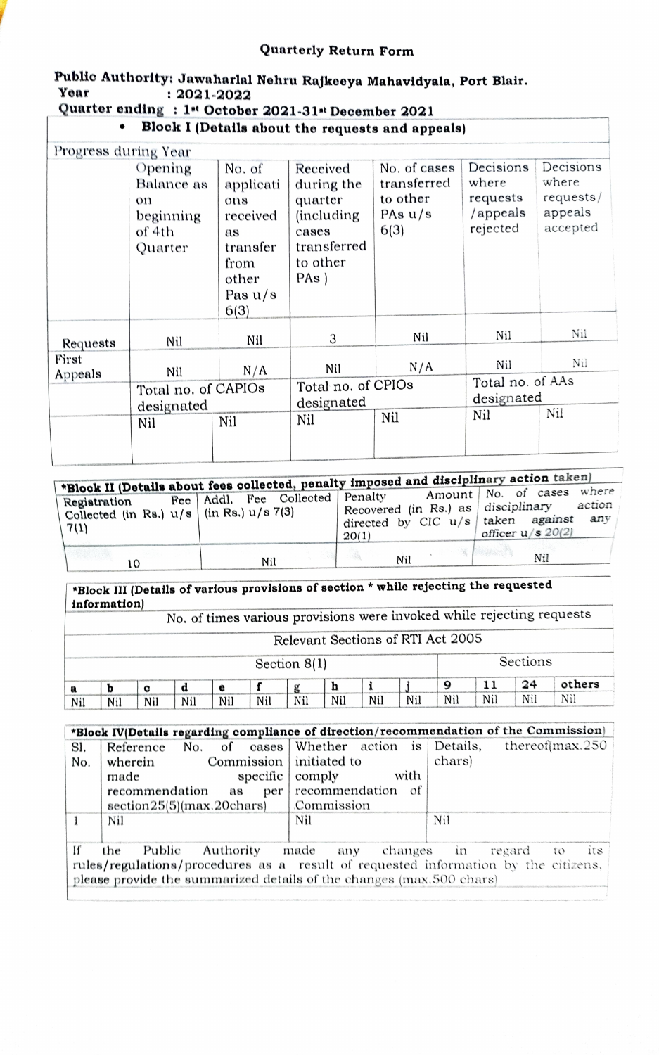## Quarterly Return Form

**Public Authority: Jawaharlal Nehru Rajkeeya Mahavidyala, Port Blair.**
**Year : 2021-2022**
**Quarter ending : 1st October 2021-31st December 2021**

- **Block I (Details about the requests and appeals)**

| Progress during Year | Opening Balance as on beginning of 4th Quarter | No. of applications received as transfer from other Pas u/s 6(3) | Received during the quarter (including cases transferred to other PAs ) | No. of cases transferred to other PAs u/s 6(3) | Decisions where requests /appeals rejected | Decisions where requests/ appeals accepted |
|---|---|---|---|---|---|---|
| Requests | Nil | Nil | 3 | Nil | Nil | Nil |
| First Appeals | Nil | N/A | Nil | N/A | Nil | Nil |
| | Total no. of CAPIOs designated | | Total no. of CPIOs designated | | Total no. of AAs designated | |
| | Nil | Nil | Nil | Nil | Nil | Nil |

**\*Block II (Details about fees collected, penalty imposed and disciplinary action taken)**

| Registration Fee Collected (in Rs.) u/s 7(1) | Addl. Fee Collected (in Rs.) u/s 7(3) | Penalty Amount Recovered (in Rs.) as directed by CIC u/s 20(1) | No. of cases where disciplinary action taken against any officer u/s 20(2) |
|---|---|---|---|
| 10 | Nil | Nil | Nil |

**\*Block III (Details of various provisions of section \* while rejecting the requested information)**

| No. of times various provisions were invoked while rejecting requests | | | | | | | | | | | | | |
|---|---|---|---|---|---|---|---|---|---|---|---|---|---|
| Relevant Sections of RTI Act 2005 | | | | | | | | | | | | | |
| Section 8(1) | | | | | | | | | | Sections | | | |
| a | b | c | d | e | f | g | h | i | j | 9 | 11 | 24 | others |
| Nil | Nil | Nil | Nil | Nil | Nil | Nil | Nil | Nil | Nil | Nil | Nil | Nil | Nil |

**\*Block IV(Details regarding compliance of direction/recommendation of the Commission)**

| Sl. No. | Reference No. of cases wherein Commission made specific recommendation as per section25(5)(max.20chars) | Whether action is initiated to comply with recommendation of Commission | Details, thereof(max.250 chars) |
|---|---|---|---|
| 1 | Nil | Nil | Nil |

If the Public Authority made any changes in regard to its rules/regulations/procedures as a result of requested information by the citizens, please provide the summarized details of the changes (max.500 chars)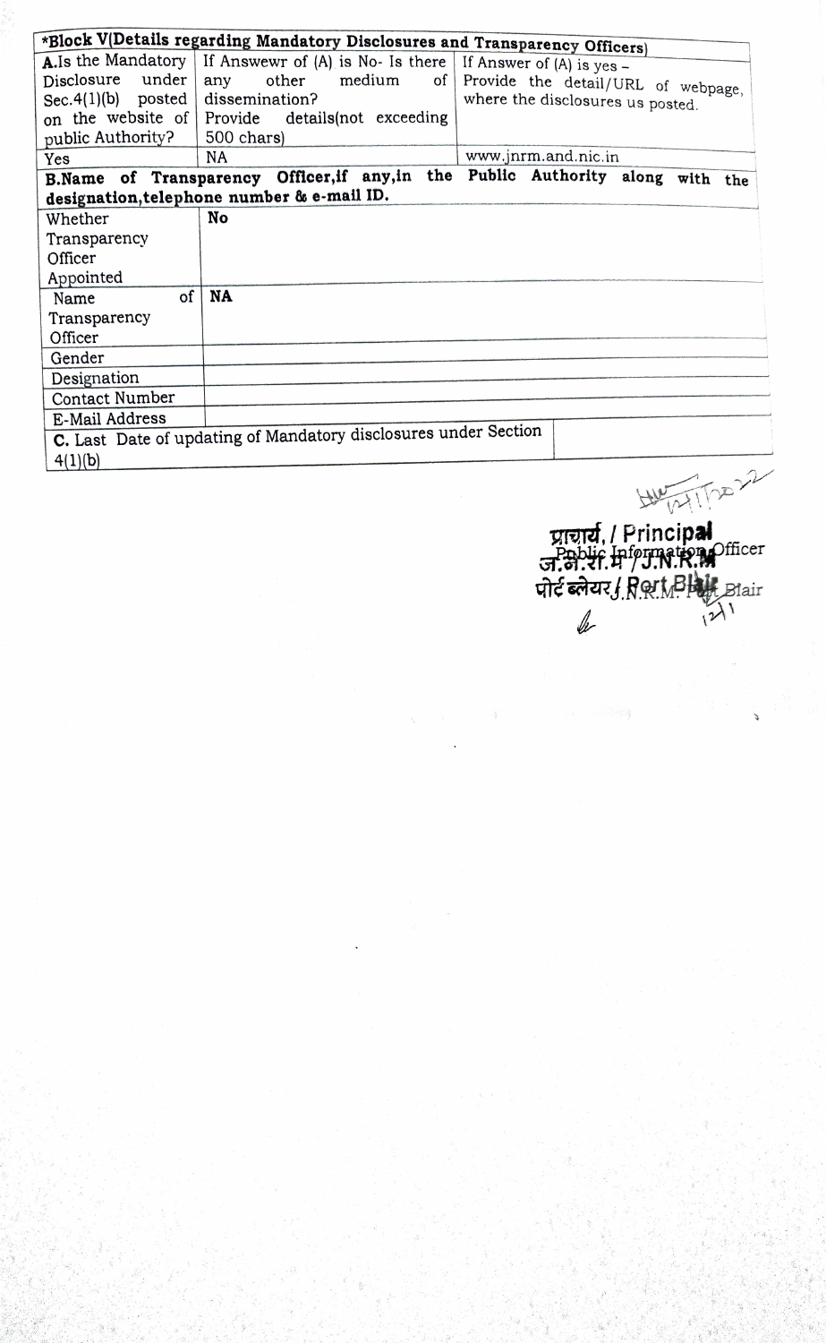| *Block V(Details regarding Mandatory Disclosures and Transparency Officers) | | |
|---|---|---|
| **A.**Is the Mandatory Disclosure under Sec.4(1)(b) posted on the website of public Authority? | If Answewr of (A) is No- Is there any other medium of dissemination? Provide details(not exceeding 500 chars) | If Answer of (A) is yes – Provide the detail/URL of webpage, where the disclosures us posted. |
| Yes | NA | www.jnrm.and.nic.in |

**B.Name of Transparency Officer,if any,in the Public Authority along with the designation,telephone number & e-mail ID.**

| | |
|---|---|
| Whether Transparency Officer Appointed | **No** |
| Name of Transparency Officer | **NA** |
| Gender | |
| Designation | |
| Contact Number | |
| E-Mail Address | |

| | |
|---|---|
| **C.** Last Date of updating of Mandatory disclosures under Section 4(1)(b) | |

12/1/2022

प्राचार्य / Principal
Public Information Officer
ज.ने.रा.म / J.N.R.M
पोर्ट ब्लेयर / Port Blair